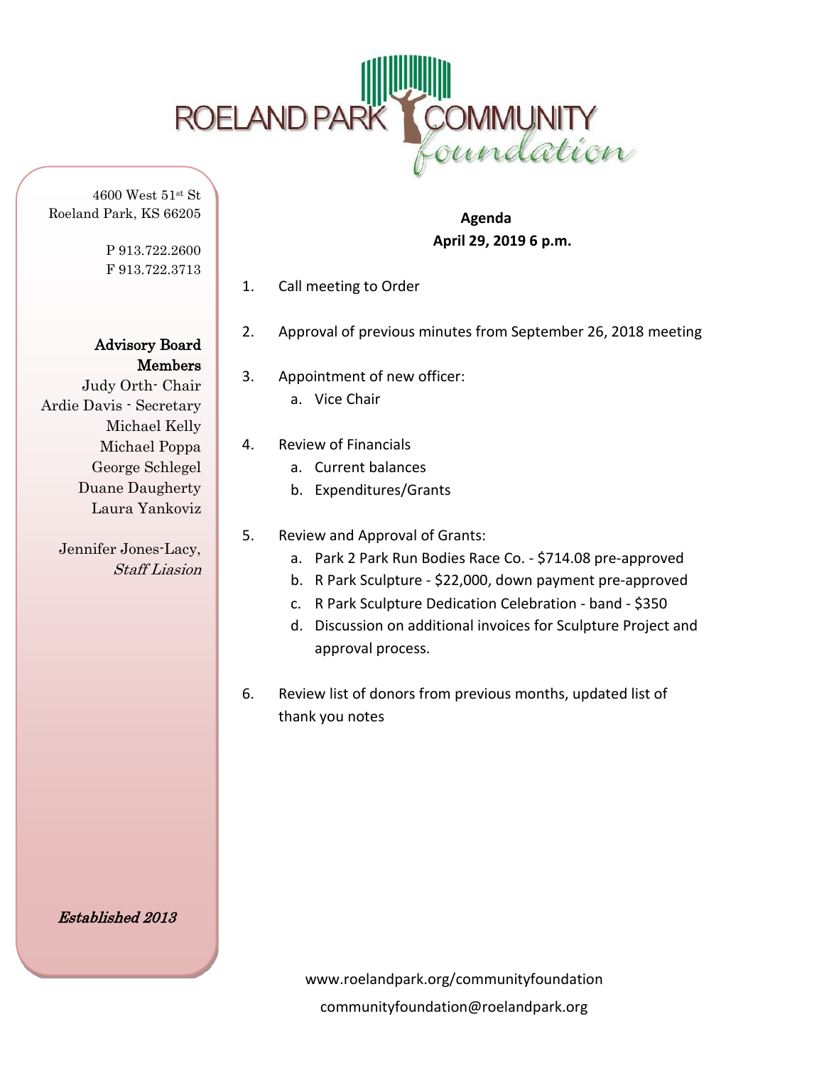# ROELAND PARK COMMUNITY *foundation*

4600 West 51st St
Roeland Park, KS 66205

P 913.722.2600
F 913.722.3713

**Advisory Board Members**
Judy Orth- Chair
Ardie Davis - Secretary
Michael Kelly
Michael Poppa
George Schlegel
Duane Daugherty
Laura Yankoviz

Jennifer Jones-Lacy, *Staff Liasion*

***Established 2013***

**Agenda**
**April 29, 2019 6 p.m.**

1. Call meeting to Order

2. Approval of previous minutes from September 26, 2018 meeting

3. Appointment of new officer:
   a. Vice Chair

4. Review of Financials
   a. Current balances
   b. Expenditures/Grants

5. Review and Approval of Grants:
   a. Park 2 Park Run Bodies Race Co. - $714.08 pre-approved
   b. R Park Sculpture - $22,000, down payment pre-approved
   c. R Park Sculpture Dedication Celebration - band - $350
   d. Discussion on additional invoices for Sculpture Project and approval process.

6. Review list of donors from previous months, updated list of thank you notes

www.roelandpark.org/communityfoundation
communityfoundation@roelandpark.org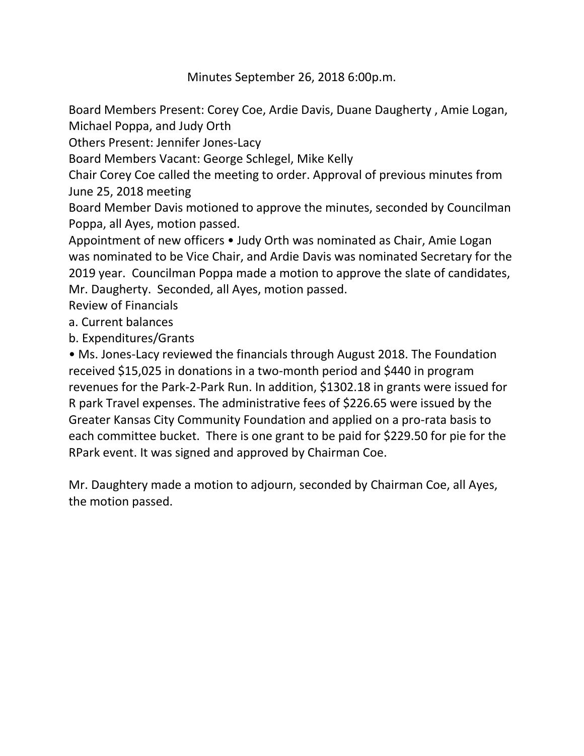Minutes September 26, 2018 6:00p.m.

Board Members Present: Corey Coe, Ardie Davis, Duane Daugherty , Amie Logan, Michael Poppa, and Judy Orth

Others Present: Jennifer Jones-Lacy

Board Members Vacant: George Schlegel, Mike Kelly

Chair Corey Coe called the meeting to order. Approval of previous minutes from June 25, 2018 meeting

Board Member Davis motioned to approve the minutes, seconded by Councilman Poppa, all Ayes, motion passed.

Appointment of new officers • Judy Orth was nominated as Chair, Amie Logan was nominated to be Vice Chair, and Ardie Davis was nominated Secretary for the 2019 year. Councilman Poppa made a motion to approve the slate of candidates, Mr. Daugherty. Seconded, all Ayes, motion passed.

Review of Financials

a. Current balances

b. Expenditures/Grants

• Ms. Jones-Lacy reviewed the financials through August 2018. The Foundation received $15,025 in donations in a two-month period and $440 in program revenues for the Park-2-Park Run. In addition, $1302.18 in grants were issued for R park Travel expenses. The administrative fees of $226.65 were issued by the Greater Kansas City Community Foundation and applied on a pro-rata basis to each committee bucket. There is one grant to be paid for $229.50 for pie for the RPark event. It was signed and approved by Chairman Coe.

Mr. Daughtery made a motion to adjourn, seconded by Chairman Coe, all Ayes, the motion passed.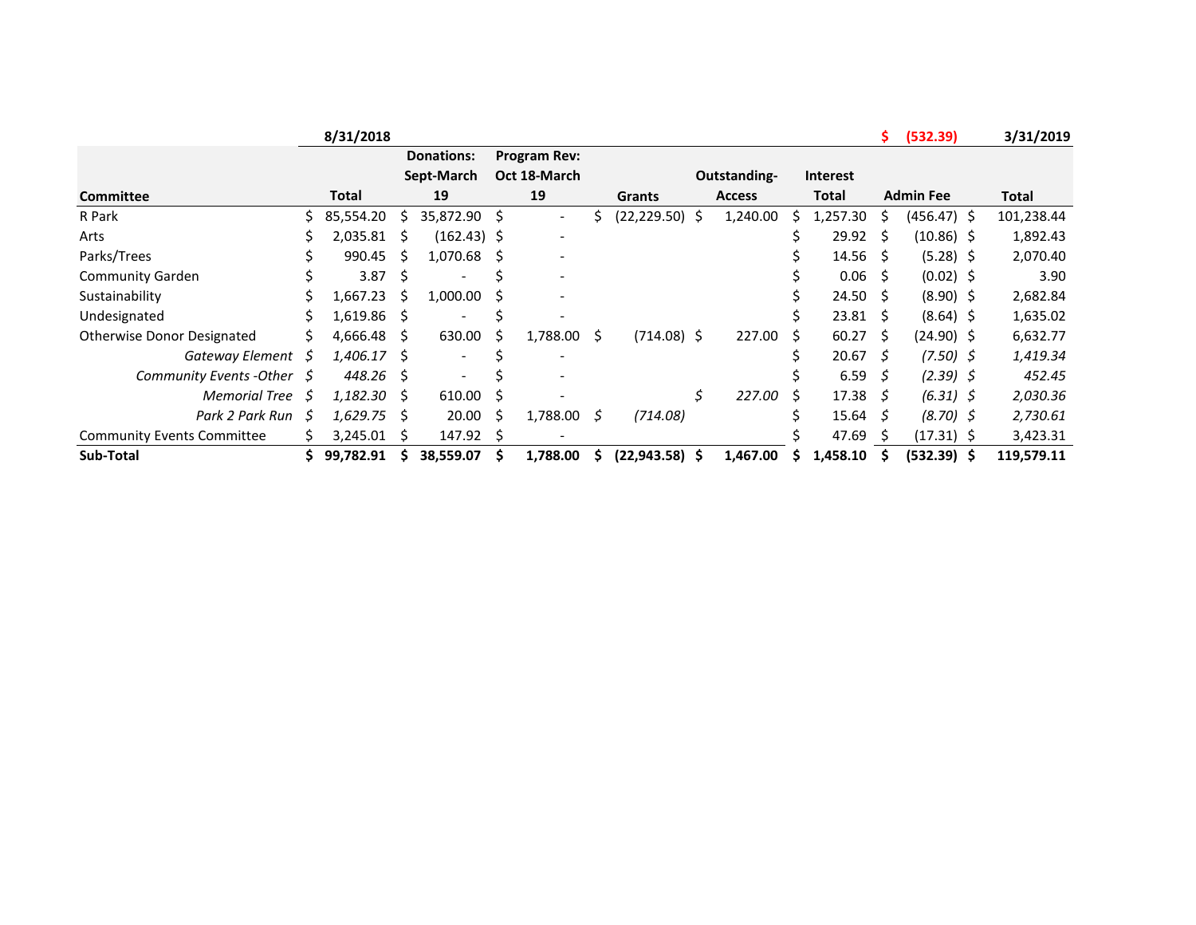| Committee | 8/31/2018 Total | Donations: Sept-March 19 | Program Rev: Oct 18-March 19 | Grants | Outstanding-Access | Interest Total | Admin Fee $ (532.39) | 3/31/2019 Total |
|---|---|---|---|---|---|---|---|---|
| R Park | $ 85,554.20 | $ 35,872.90 | $ - | $ (22,229.50) | $ 1,240.00 | $ 1,257.30 | $ (456.47) | $ 101,238.44 |
| Arts | $ 2,035.81 | $ (162.43) | $ - | | | $ 29.92 | $ (10.86) | $ 1,892.43 |
| Parks/Trees | $ 990.45 | $ 1,070.68 | $ - | | | $ 14.56 | $ (5.28) | $ 2,070.40 |
| Community Garden | $ 3.87 | $ - | $ - | | | $ 0.06 | $ (0.02) | $ 3.90 |
| Sustainability | $ 1,667.23 | $ 1,000.00 | $ - | | | $ 24.50 | $ (8.90) | $ 2,682.84 |
| Undesignated | $ 1,619.86 | $ - | $ - | | | $ 23.81 | $ (8.64) | $ 1,635.02 |
| Otherwise Donor Designated | $ 4,666.48 | $ 630.00 | $ 1,788.00 | $ (714.08) | $ 227.00 | $ 60.27 | $ (24.90) | $ 6,632.77 |
| *Gateway Element* | *$ 1,406.17* | $ - | $ - | | | $ 20.67 | *$ (7.50)* | *$ 1,419.34* |
| *Community Events -Other* | *$ 448.26* | $ - | $ - | | | $ 6.59 | *$ (2.39)* | *$ 452.45* |
| *Memorial Tree* | *$ 1,182.30* | $ 610.00 | $ - | | *$ 227.00* | $ 17.38 | *$ (6.31)* | *$ 2,030.36* |
| *Park 2 Park Run* | *$ 1,629.75* | $ 20.00 | $ 1,788.00 | *$ (714.08)* | | $ 15.64 | *$ (8.70)* | *$ 2,730.61* |
| Community Events Committee | $ 3,245.01 | $ 147.92 | $ - | | | $ 47.69 | $ (17.31) | $ 3,423.31 |
| **Sub-Total** | **$ 99,782.91** | **$ 38,559.07** | **$ 1,788.00** | **$ (22,943.58)** | **$ 1,467.00** | **$ 1,458.10** | **$ (532.39)** | **$ 119,579.11** |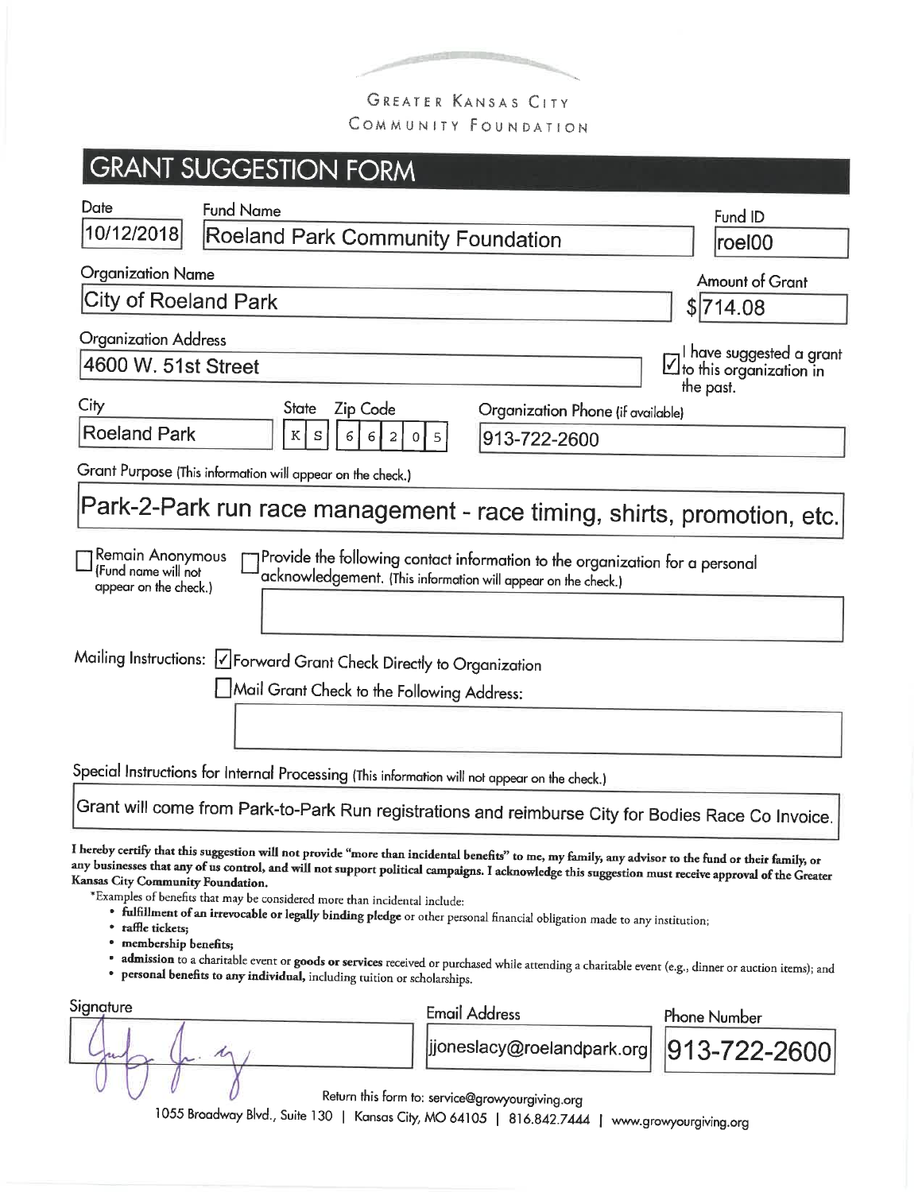GREATER KANSAS CITY
COMMUNITY FOUNDATION

# GRANT SUGGESTION FORM

| Date | Fund Name | Fund ID |
|---|---|---|
| 10/12/2018 | Roeland Park Community Foundation | roel00 |

**Organization Name:** City of Roeland Park

**Amount of Grant:** $714.08

**Organization Address:** 4600 W. 51st Street

☑ I have suggested a grant to this organization in the past.

| City | State | Zip Code | Organization Phone (if available) |
|---|---|---|---|
| Roeland Park | KS | 66205 | 913-722-2600 |

**Grant Purpose** (This information will appear on the check.)

Park-2-Park run race management - race timing, shirts, promotion, etc.

☐ Remain Anonymous (Fund name will not appear on the check.)

☐ Provide the following contact information to the organization for a personal acknowledgement. (This information will appear on the check.)

Mailing Instructions: ☑ Forward Grant Check Directly to Organization

☐ Mail Grant Check to the Following Address:

**Special Instructions for Internal Processing** (This information will not appear on the check.)

Grant will come from Park-to-Park Run registrations and reimburse City for Bodies Race Co Invoice.

**I hereby certify that this suggestion will not provide "more than incidental benefits" to me, my family, any advisor to the fund or their family, or any businesses that any of us control, and will not support political campaigns. I acknowledge this suggestion must receive approval of the Greater Kansas City Community Foundation.**

*Examples of benefits that may be considered more than incidental include:

- **fulfillment of an irrevocable or legally binding pledge** or other personal financial obligation made to any institution;
- **raffle tickets;**
- **membership benefits;**
- **admission** to a charitable event or **goods or services** received or purchased while attending a charitable event (e.g., dinner or auction items); and
- **personal benefits to any individual,** including tuition or scholarships.

| Signature | Email Address | Phone Number |
|---|---|---|
| [signature] | jjoneslacy@roelandpark.org | 913-722-2600 |

Return this form to: service@growyourgiving.org

1055 Broadway Blvd., Suite 130 | Kansas City, MO 64105 | 816.842.7444 | www.growyourgiving.org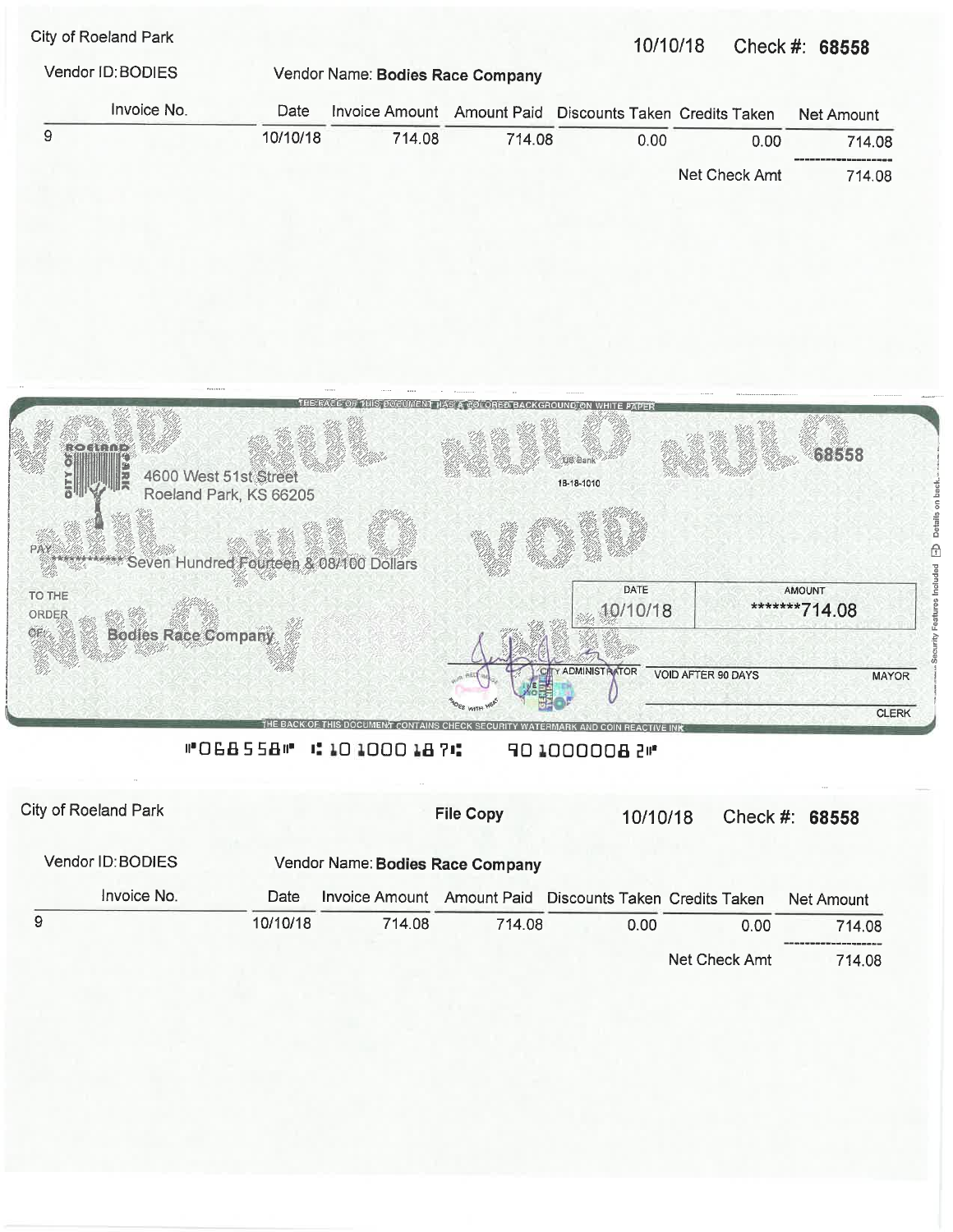City of Roeland Park

10/10/18 Check #: **68558**

Vendor ID: BODIES Vendor Name: **Bodies Race Company**

| Invoice No. | Date | Invoice Amount | Amount Paid | Discounts Taken | Credits Taken | Net Amount |
|---|---|---|---|---|---|---|
| 9 | 10/10/18 | 714.08 | 714.08 | 0.00 | 0.00 | 714.08 |
| | | | | | Net Check Amt | 714.08 |

THE FACE OF THIS DOCUMENT HAS A COLORED BACKGROUND ON WHITE PAPER

VOID NULO

CITY OF ROELAND PARK
4600 West 51st Street
Roeland Park, KS 66205

US Bank
18-18-1010

68558

PAY ************ Seven Hundred Fourteen & 08/100 Dollars

| DATE | AMOUNT |
|---|---|
| 10/10/18 | *******714.08 |

TO THE ORDER OF: Bodies Race Company

CITY ADMINISTRATOR

VOID AFTER 90 DAYS

MAYOR

CLERK

THE BACK OF THIS DOCUMENT CONTAINS CHECK SECURITY WATERMARK AND COIN REACTIVE INK

⑈068558⑈ ⑆101000187⑆ 901000008 2⑈

City of Roeland Park

**File Copy**

10/10/18 Check #: **68558**

Vendor ID: BODIES Vendor Name: **Bodies Race Company**

| Invoice No. | Date | Invoice Amount | Amount Paid | Discounts Taken | Credits Taken | Net Amount |
|---|---|---|---|---|---|---|
| 9 | 10/10/18 | 714.08 | 714.08 | 0.00 | 0.00 | 714.08 |
| | | | | | Net Check Amt | 714.08 |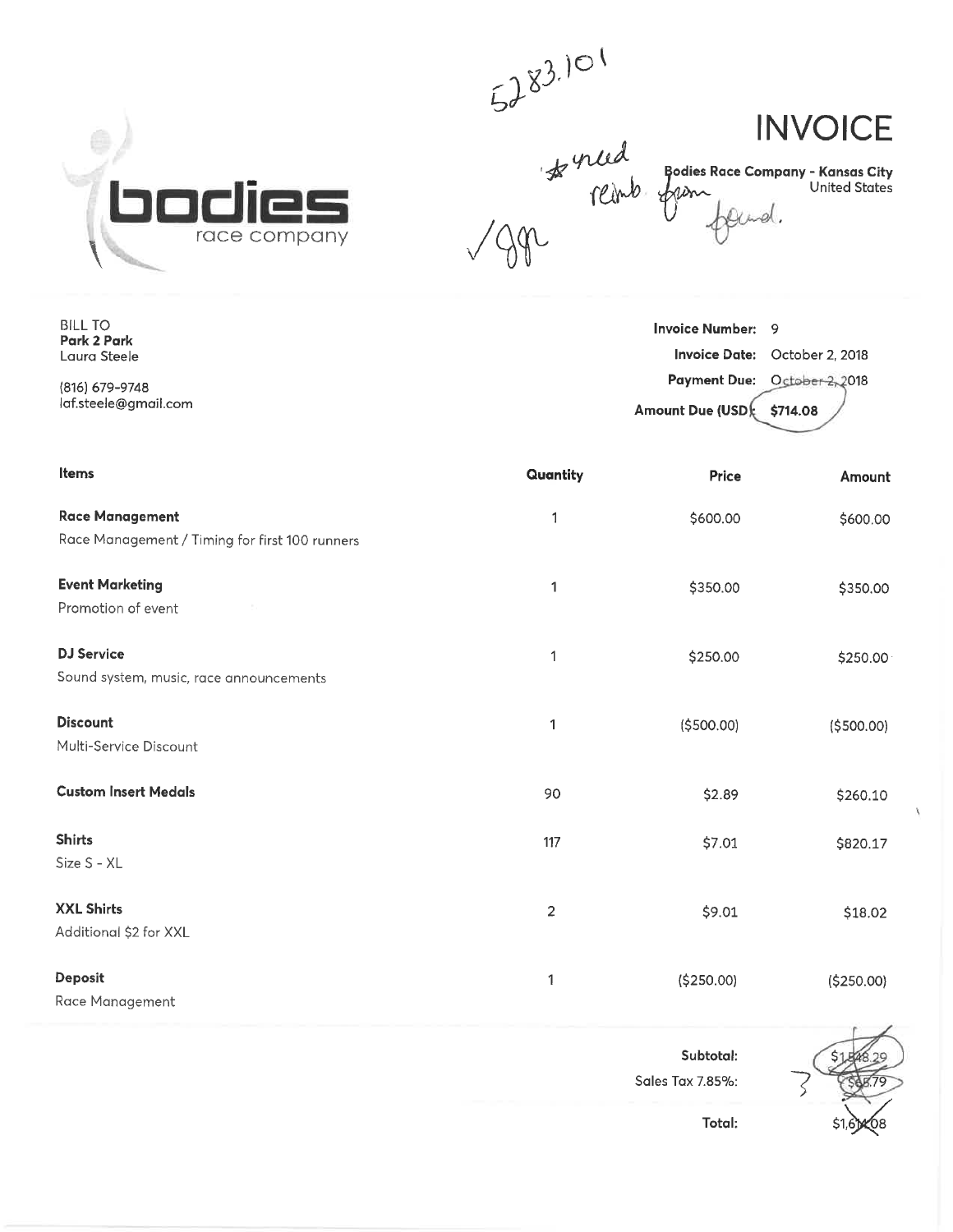5283.101

\* need reimb. from found.

✓ ggr

# INVOICE

**Bodies Race Company - Kansas City**
United States

bodies race company

BILL TO
**Park 2 Park**
Laura Steele

(816) 679-9748
laf.steele@gmail.com

**Invoice Number:** 9
**Invoice Date:** October 2, 2018
**Payment Due:** ~~October 2, 2018~~
**Amount Due (USD):** **$714.08**

| Items | Quantity | Price | Amount |
|---|---|---|---|
| **Race Management**<br>Race Management / Timing for first 100 runners | 1 | $600.00 | $600.00 |
| **Event Marketing**<br>Promotion of event | 1 | $350.00 | $350.00 |
| **DJ Service**<br>Sound system, music, race announcements | 1 | $250.00 | $250.00 |
| **Discount**<br>Multi-Service Discount | 1 | ($500.00) | ($500.00) |
| **Custom Insert Medals** | 90 | $2.89 | $260.10 |
| **Shirts**<br>Size S - XL | 117 | $7.01 | $820.17 |
| **XXL Shirts**<br>Additional $2 for XXL | 2 | $9.01 | $18.02 |
| **Deposit**<br>Race Management | 1 | ($250.00) | ($250.00) |

| | |
|---|---|
| **Subtotal:** | ~~$1,548.29~~ |
| Sales Tax 7.85%: | ~~$65.79~~ |
| **Total:** | ~~$1,614.08~~ |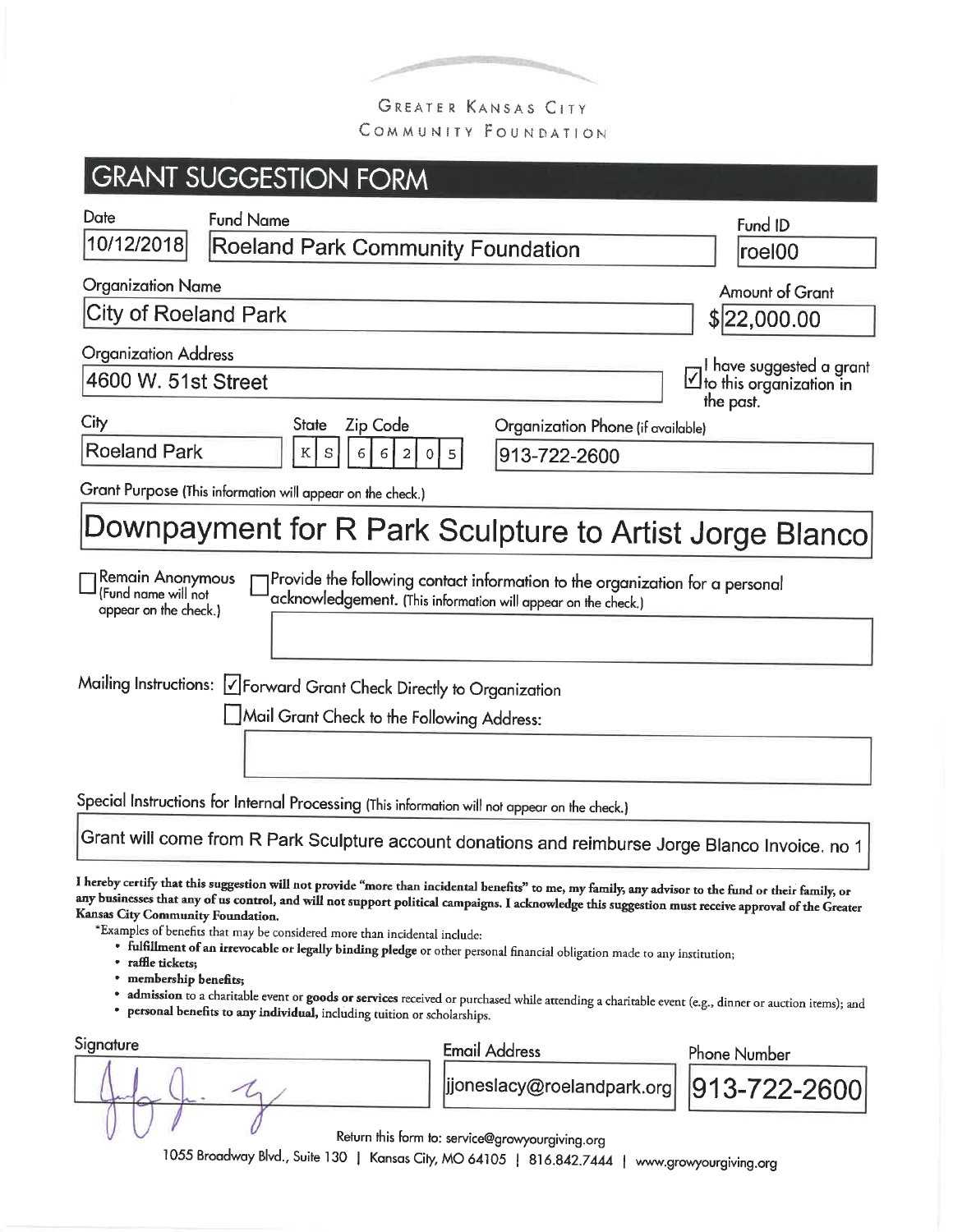GREATER KANSAS CITY
COMMUNITY FOUNDATION

# GRANT SUGGESTION FORM

**Date:** 10/12/2018

**Fund Name:** Roeland Park Community Foundation

**Fund ID:** roel00

**Organization Name:** City of Roeland Park

**Amount of Grant:** $22,000.00

**Organization Address:** 4600 W. 51st Street

☑ I have suggested a grant to this organization in the past.

**City:** Roeland Park

**State:** KS

**Zip Code:** 66205

**Organization Phone (if available):** 913-722-2600

**Grant Purpose** (This information will appear on the check.)

Downpayment for R Park Sculpture to Artist Jorge Blanco

☐ Remain Anonymous (Fund name will not appear on the check.)

☐ Provide the following contact information to the organization for a personal acknowledgement. (This information will appear on the check.)

**Mailing Instructions:**

☑ Forward Grant Check Directly to Organization

☐ Mail Grant Check to the Following Address:

**Special Instructions for Internal Processing** (This information will not appear on the check.)

Grant will come from R Park Sculpture account donations and reimburse Jorge Blanco Invoice. no 1

**I hereby certify that this suggestion will not provide "more than incidental benefits" to me, my family, any advisor to the fund or their family, or any businesses that any of us control, and will not support political campaigns. I acknowledge this suggestion must receive approval of the Greater Kansas City Community Foundation.**

*Examples of benefits that may be considered more than incidental include:

- **fulfillment of an irrevocable or legally binding pledge** or other personal financial obligation made to any institution;
- **raffle tickets;**
- **membership benefits;**
- **admission** to a charitable event or **goods or services** received or purchased while attending a charitable event (e.g., dinner or auction items); and
- **personal benefits to any individual,** including tuition or scholarships.

**Signature:** [signature]

**Email Address:** jjoneslacy@roelandpark.org

**Phone Number:** 913-722-2600

Return this form to: service@growyourgiving.org

1055 Broadway Blvd., Suite 130 | Kansas City, MO 64105 | 816.842.7444 | www.growyourgiving.org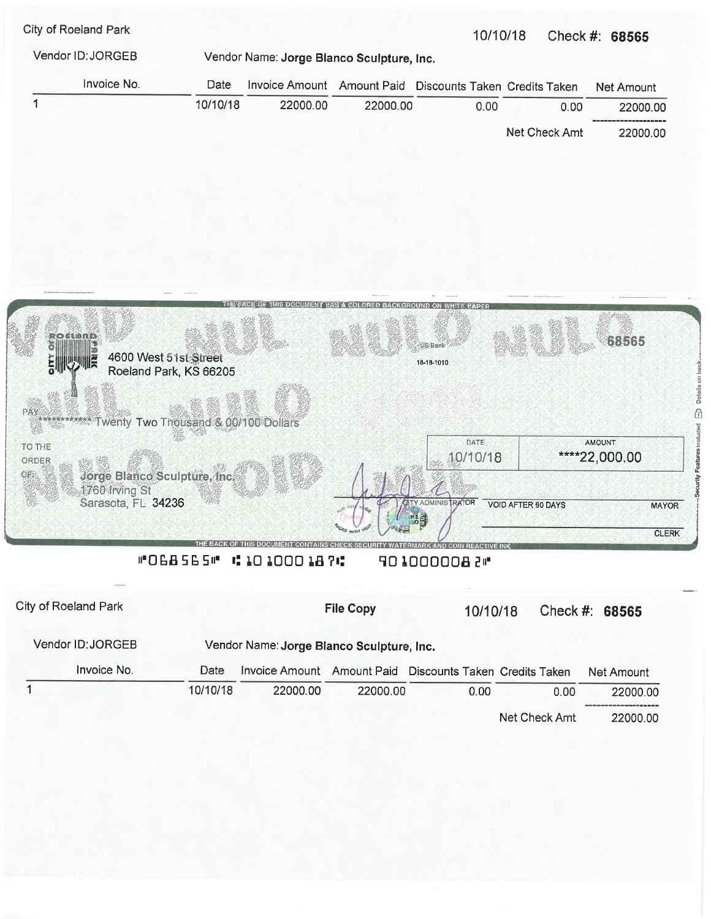City of Roeland Park 10/10/18 Check #: **68565**

Vendor ID: JORGEB Vendor Name: **Jorge Blanco Sculpture, Inc.**

| Invoice No. | Date | Invoice Amount | Amount Paid | Discounts Taken | Credits Taken | Net Amount |
|---|---|---|---|---|---|---|
| 1 | 10/10/18 | 22000.00 | 22000.00 | 0.00 | 0.00 | 22000.00 |
| | | | | | Net Check Amt | 22000.00 |

THE FACE OF THIS DOCUMENT HAS A COLORED BACKGROUND ON WHITE PAPER

VOID NULO NULO NULO VOID

CITY OF ROELAND PARK
4600 West 51st Street
Roeland Park, KS 66205

US Bank
18-18-1010

68565

PAY ************Twenty Two Thousand & 00/100 Dollars

| DATE | AMOUNT |
|---|---|
| 10/10/18 | ****22,000.00 |

TO THE ORDER OF: Jorge Blanco Sculpture, Inc.
1760 Irving St
Sarasota, FL 34236

CITY ADMINISTRATOR VOID AFTER 90 DAYS MAYOR

CLERK

THE BACK OF THIS DOCUMENT CONTAINS CHECK SECURITY WATERMARK AND COIN REACTIVE INK

Security Features Included. Details on back.

⑈068565⑈ ⑆101000187⑆ 901000082⑈

City of Roeland Park **File Copy** 10/10/18 Check #: **68565**

Vendor ID: JORGEB Vendor Name: **Jorge Blanco Sculpture, Inc.**

| Invoice No. | Date | Invoice Amount | Amount Paid | Discounts Taken | Credits Taken | Net Amount |
|---|---|---|---|---|---|---|
| 1 | 10/10/18 | 22000.00 | 22000.00 | 0.00 | 0.00 | 22000.00 |
| | | | | | Net Check Amt | 22000.00 |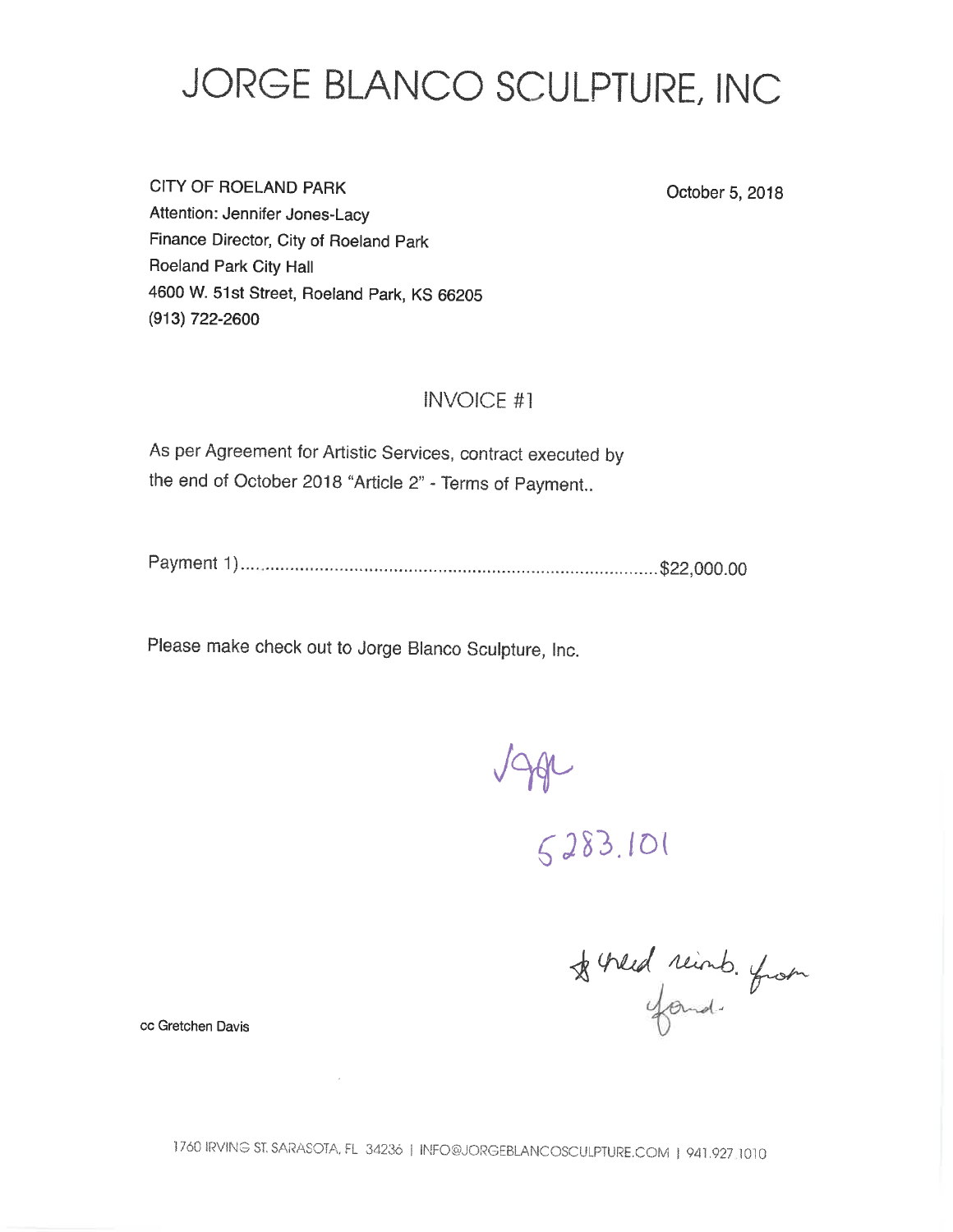# JORGE BLANCO SCULPTURE, INC

CITY OF ROELAND PARK
Attention: Jennifer Jones-Lacy
Finance Director, City of Roeland Park
Roeland Park City Hall
4600 W. 51st Street, Roeland Park, KS 66205
(913) 722-2600

October 5, 2018

## INVOICE #1

As per Agreement for Artistic Services, contract executed by the end of October 2018 "Article 2" - Terms of Payment..

Payment 1).......................................................................................$22,000.00

Please make check out to Jorge Blanco Sculpture, Inc.

JJL

5283.101

* need reimb. from fund.

cc Gretchen Davis

1760 IRVING ST. SARASOTA, FL 34236 | INFO@JORGEBLANCOSCULPTURE.COM | 941.927.1010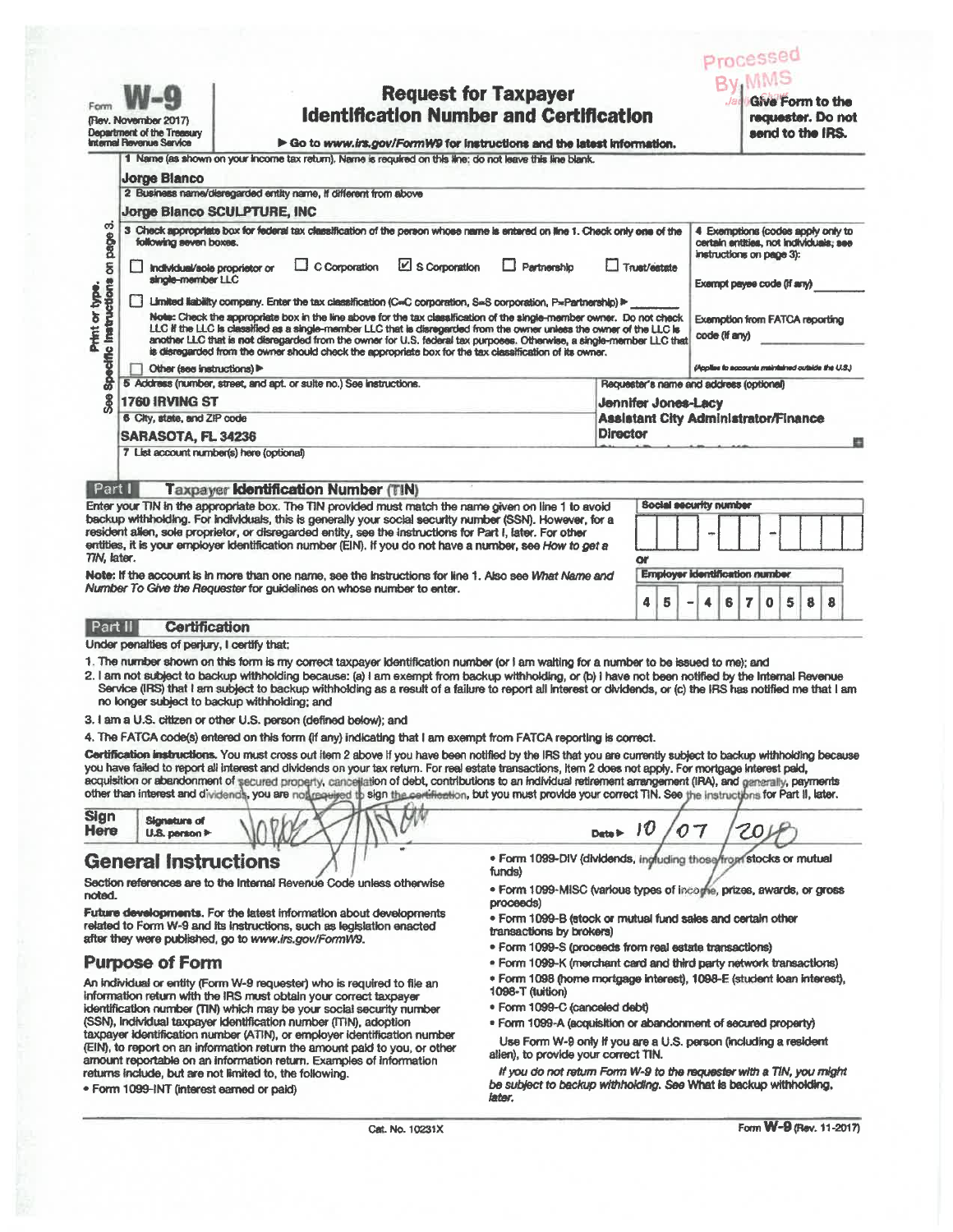Processed By MMS

Form **W-9**
(Rev. November 2017)
Department of the Treasury
Internal Revenue Service

# Request for Taxpayer Identification Number and Certification

▶ Go to *www.irs.gov/FormW9* for instructions and the latest information.

**Give Form to the requester. Do not send to the IRS.**

1 Name (as shown on your income tax return). Name is required on this line; do not leave this line blank.
Jorge Blanco

2 Business name/disregarded entity name, if different from above
Jorge Blanco SCULPTURE, INC

3 Check appropriate box for federal tax classification of the person whose name is entered on line 1. Check only one of the following seven boxes.

- ☐ Individual/sole proprietor or single-member LLC
- ☐ C Corporation
- ☑ S Corporation
- ☐ Partnership
- ☐ Trust/estate
- ☐ Limited liability company. Enter the tax classification (C=C corporation, S=S corporation, P=Partnership) ▶ ______

Note: Check the appropriate box in the line above for the tax classification of the single-member owner. Do not check LLC if the LLC is classified as a single-member LLC that is disregarded from the owner unless the owner of the LLC is another LLC that is not disregarded from the owner for U.S. federal tax purposes. Otherwise, a single-member LLC that is disregarded from the owner should check the appropriate box for the tax classification of its owner.

- ☐ Other (see instructions) ▶

4 Exemptions (codes apply only to certain entities, not individuals; see instructions on page 3):

Exempt payee code (if any) ______

Exemption from FATCA reporting code (if any)

*(Applies to accounts maintained outside the U.S.)*

5 Address (number, street, and apt. or suite no.) See instructions.
1760 IRVING ST

6 City, state, and ZIP code
SARASOTA, FL 34236

Requester's name and address (optional)
Jennifer Jones-Lacy
Assistant City Administrator/Finance Director

7 List account number(s) here (optional)

Print or type. See Specific Instructions on page 3.

## Part I Taxpayer Identification Number (TIN)

Enter your TIN in the appropriate box. The TIN provided must match the name given on line 1 to avoid backup withholding. For individuals, this is generally your social security number (SSN). However, for a resident alien, sole proprietor, or disregarded entity, see the instructions for Part I, later. For other entities, it is your employer identification number (EIN). If you do not have a number, see *How to get a TIN*, later.

**Note:** If the account is in more than one name, see the instructions for line 1. Also see *What Name and Number To Give the Requester* for guidelines on whose number to enter.

Social security number: ___ – __ – ____

or

Employer identification number: 45 – 4670588

## Part II Certification

Under penalties of perjury, I certify that:

1. The number shown on this form is my correct taxpayer identification number (or I am waiting for a number to be issued to me); and
2. I am not subject to backup withholding because: (a) I am exempt from backup withholding, or (b) I have not been notified by the Internal Revenue Service (IRS) that I am subject to backup withholding as a result of a failure to report all interest or dividends, or (c) the IRS has notified me that I am no longer subject to backup withholding; and
3. I am a U.S. citizen or other U.S. person (defined below); and
4. The FATCA code(s) entered on this form (if any) indicating that I am exempt from FATCA reporting is correct.

**Certification instructions.** You must cross out item 2 above if you have been notified by the IRS that you are currently subject to backup withholding because you have failed to report all interest and dividends on your tax return. For real estate transactions, item 2 does not apply. For mortgage interest paid, acquisition or abandonment of secured property, cancellation of debt, contributions to an individual retirement arrangement (IRA), and generally, payments other than interest and dividends, you are not required to sign the certification, but you must provide your correct TIN. See the instructions for Part II, later.

**Sign Here** Signature of U.S. person ▶ [signature] Date ▶ 10/07/2018

## General Instructions

Section references are to the Internal Revenue Code unless otherwise noted.

**Future developments.** For the latest information about developments related to Form W-9 and its instructions, such as legislation enacted after they were published, go to *www.irs.gov/FormW9*.

## Purpose of Form

An individual or entity (Form W-9 requester) who is required to file an information return with the IRS must obtain your correct taxpayer identification number (TIN) which may be your social security number (SSN), individual taxpayer identification number (ITIN), adoption taxpayer identification number (ATIN), or employer identification number (EIN), to report on an information return the amount paid to you, or other amount reportable on an information return. Examples of information returns include, but are not limited to, the following.

- Form 1099-INT (interest earned or paid)
- Form 1099-DIV (dividends, including those from stocks or mutual funds)
- Form 1099-MISC (various types of income, prizes, awards, or gross proceeds)
- Form 1099-B (stock or mutual fund sales and certain other transactions by brokers)
- Form 1099-S (proceeds from real estate transactions)
- Form 1099-K (merchant card and third party network transactions)
- Form 1098 (home mortgage interest), 1098-E (student loan interest), 1098-T (tuition)
- Form 1099-C (canceled debt)
- Form 1099-A (acquisition or abandonment of secured property)

Use Form W-9 only if you are a U.S. person (including a resident alien), to provide your correct TIN.

*If you do not return Form W-9 to the requester with a TIN, you might be subject to backup withholding. See* What is backup withholding, *later.*

Cat. No. 10231X Form **W-9** (Rev. 11-2017)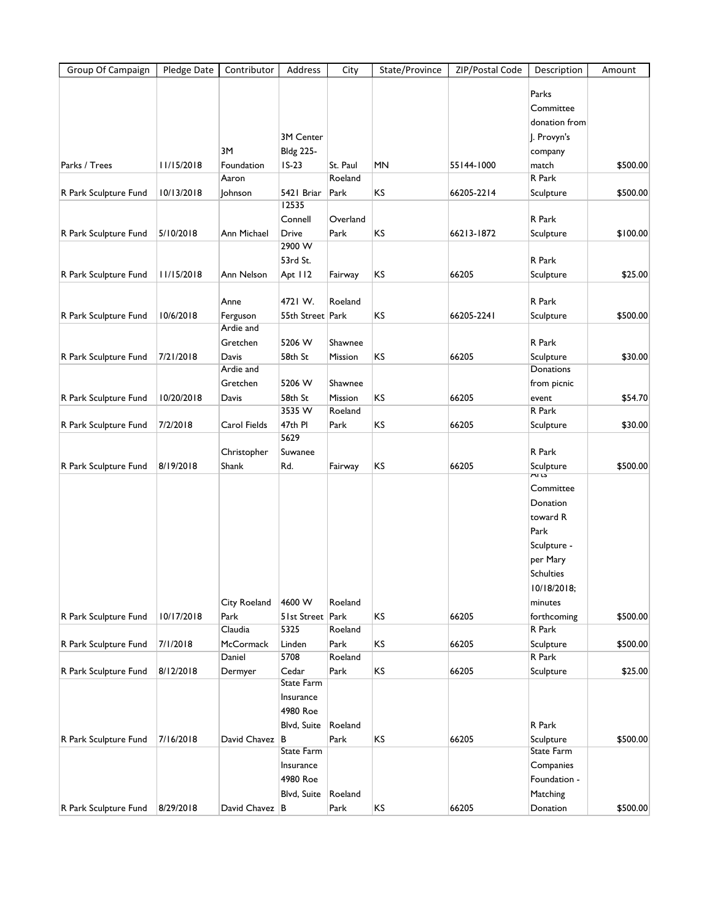| Group Of Campaign | Pledge Date | Contributor | Address | City | State/Province | ZIP/Postal Code | Description | Amount |
|---|---|---|---|---|---|---|---|---|
| Parks / Trees | 11/15/2018 | 3M Foundation | 3M Center Bldg 225-1S-23 | St. Paul | MN | 55144-1000 | Parks Committee donation from J. Provyn's company match | $500.00 |
| R Park Sculpture Fund | 10/13/2018 | Aaron Johnson | 5421 Briar | Roeland Park | KS | 66205-2214 | R Park Sculpture | $500.00 |
| R Park Sculpture Fund | 5/10/2018 | Ann Michael | 12535 Connell Drive | Overland Park | KS | 66213-1872 | R Park Sculpture | $100.00 |
| R Park Sculpture Fund | 11/15/2018 | Ann Nelson | 2900 W 53rd St. Apt 112 | Fairway | KS | 66205 | R Park Sculpture | $25.00 |
| R Park Sculpture Fund | 10/6/2018 | Anne Ferguson | 4721 W. 55th Street | Roeland Park | KS | 66205-2241 | R Park Sculpture | $500.00 |
| R Park Sculpture Fund | 7/21/2018 | Ardie and Gretchen Davis | 5206 W 58th St | Shawnee Mission | KS | 66205 | R Park Sculpture | $30.00 |
| R Park Sculpture Fund | 10/20/2018 | Ardie and Gretchen Davis | 5206 W 58th St | Shawnee Mission | KS | 66205 | Donations from picnic event | $54.70 |
| R Park Sculpture Fund | 7/2/2018 | Carol Fields | 3535 W 47th Pl | Roeland Park | KS | 66205 | R Park Sculpture | $30.00 |
| R Park Sculpture Fund | 8/19/2018 | Christopher Shank | 5629 Suwanee Rd. | Fairway | KS | 66205 | R Park Sculpture | $500.00 |
| R Park Sculpture Fund | 10/17/2018 | City Roeland Park | 4600 W 51st Street | Roeland Park | KS | 66205 | Arts Committee Donation toward R Park Sculpture - per Mary Schulties 10/18/2018; minutes forthcoming | $500.00 |
| R Park Sculpture Fund | 7/1/2018 | Claudia McCormack | 5325 Linden | Roeland Park | KS | 66205 | R Park Sculpture | $500.00 |
| R Park Sculpture Fund | 8/12/2018 | Daniel Dermyer | 5708 Cedar | Roeland Park | KS | 66205 | R Park Sculpture | $25.00 |
| R Park Sculpture Fund | 7/16/2018 | David Chavez | State Farm Insurance 4980 Roe Blvd, Suite B | Roeland Park | KS | 66205 | R Park Sculpture | $500.00 |
| R Park Sculpture Fund | 8/29/2018 | David Chavez | State Farm Insurance 4980 Roe Blvd, Suite B | Roeland Park | KS | 66205 | State Farm Companies Foundation - Matching Donation | $500.00 |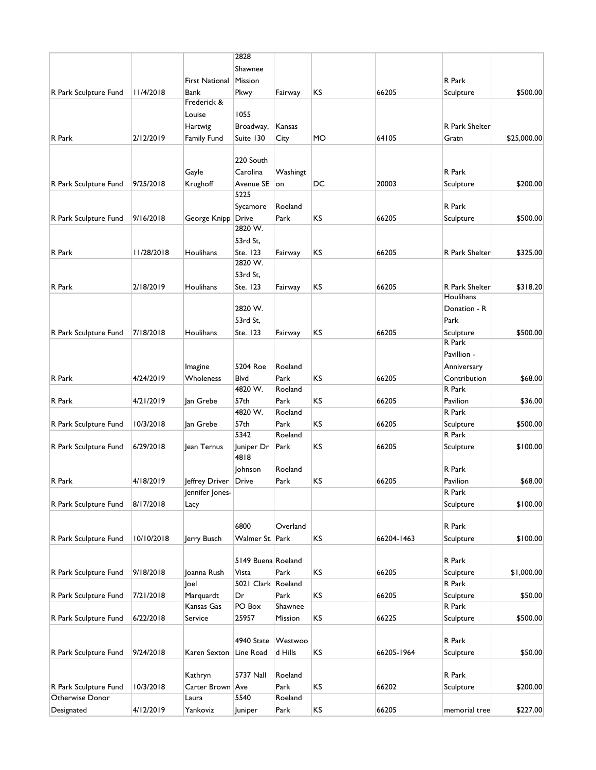| | | | | | | | | |
|---|---|---|---|---|---|---|---|---|
| R Park Sculpture Fund | 11/4/2018 | First National Bank | 2828 Shawnee Mission Pkwy | Fairway | KS | 66205 | R Park Sculpture | $500.00 |
| R Park | 2/12/2019 | Frederick & Louise Hartwig Family Fund | 1055 Broadway, Suite 130 | Kansas City | MO | 64105 | R Park Shelter Gratn | $25,000.00 |
| R Park Sculpture Fund | 9/25/2018 | Gayle Krughoff | 220 South Carolina Avenue SE | Washington | DC | 20003 | R Park Sculpture | $200.00 |
| R Park Sculpture Fund | 9/16/2018 | George Knipp | 5225 Sycamore Drive | Roeland Park | KS | 66205 | R Park Sculpture | $500.00 |
| R Park | 11/28/2018 | Houlihans | 2820 W. 53rd St, Ste. 123 | Fairway | KS | 66205 | R Park Shelter | $325.00 |
| R Park | 2/18/2019 | Houlihans | 2820 W. 53rd St, Ste. 123 | Fairway | KS | 66205 | R Park Shelter | $318.20 |
| R Park Sculpture Fund | 7/18/2018 | Houlihans | 2820 W. 53rd St, Ste. 123 | Fairway | KS | 66205 | Houlihans Donation - R Park Sculpture | $500.00 |
| R Park | 4/24/2019 | Imagine Wholeness | 5204 Roe Blvd | Roeland Park | KS | 66205 | R Park Pavillion - Anniversary Contribution | $68.00 |
| R Park | 4/21/2019 | Jan Grebe | 4820 W. 57th | Roeland Park | KS | 66205 | R Park Pavilion | $36.00 |
| R Park Sculpture Fund | 10/3/2018 | Jan Grebe | 4820 W. 57th | Roeland Park | KS | 66205 | R Park Sculpture | $500.00 |
| R Park Sculpture Fund | 6/29/2018 | Jean Ternus | 5342 Juniper Dr | Roeland Park | KS | 66205 | R Park Sculpture | $100.00 |
| R Park | 4/18/2019 | Jeffrey Driver | 4818 Johnson Drive | Roeland Park | KS | 66205 | R Park Pavilion | $68.00 |
| R Park Sculpture Fund | 8/17/2018 | Jennifer Jones-Lacy | | | | | R Park Sculpture | $100.00 |
| R Park Sculpture Fund | 10/10/2018 | Jerry Busch | 6800 Walmer St. | Overland Park | KS | 66204-1463 | R Park Sculpture | $100.00 |
| R Park Sculpture Fund | 9/18/2018 | Joanna Rush | 5149 Buena Vista | Roeland Park | KS | 66205 | R Park Sculpture | $1,000.00 |
| R Park Sculpture Fund | 7/21/2018 | Joel Marquardt | 5021 Clark Dr | Roeland Park | KS | 66205 | R Park Sculpture | $50.00 |
| R Park Sculpture Fund | 6/22/2018 | Kansas Gas Service | PO Box 25957 | Shawnee Mission | KS | 66225 | R Park Sculpture | $500.00 |
| R Park Sculpture Fund | 9/24/2018 | Karen Sexton | 4940 State Line Road | Westwood Hills | KS | 66205-1964 | R Park Sculpture | $50.00 |
| R Park Sculpture Fund | 10/3/2018 | Kathryn Carter Brown | 5737 Nall Ave | Roeland Park | KS | 66202 | R Park Sculpture | $200.00 |
| Otherwise Donor Designated | 4/12/2019 | Laura Yankoviz | 5540 Juniper | Roeland Park | KS | 66205 | memorial tree | $227.00 |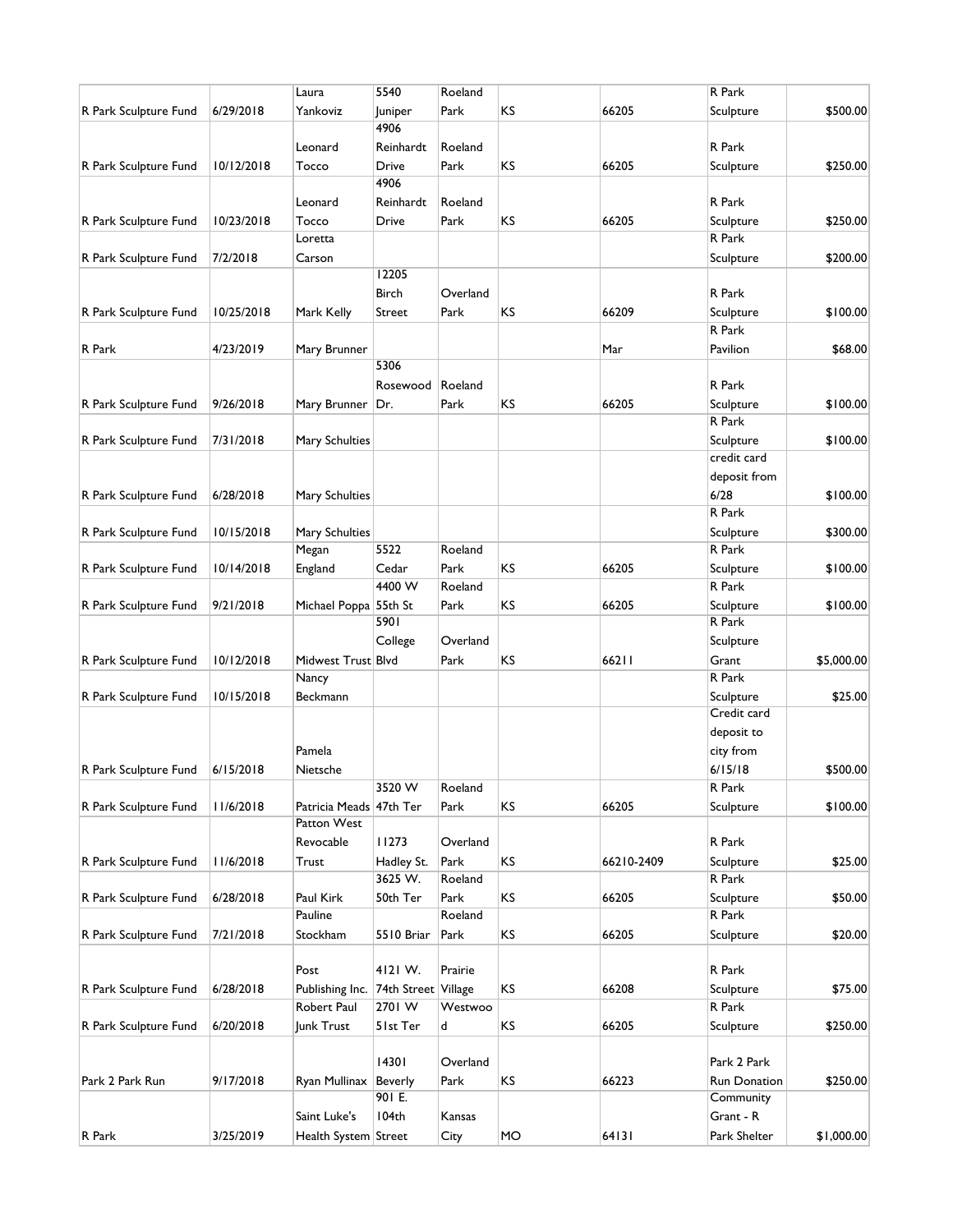| | | | | | | | | |
|---|---|---|---|---|---|---|---|---|
| R Park Sculpture Fund | 6/29/2018 | Laura Yankoviz | 5540 Juniper | Roeland Park | KS | 66205 | R Park Sculpture | $500.00 |
| R Park Sculpture Fund | 10/12/2018 | Leonard Tocco | 4906 Reinhardt Drive | Roeland Park | KS | 66205 | R Park Sculpture | $250.00 |
| R Park Sculpture Fund | 10/23/2018 | Leonard Tocco | 4906 Reinhardt Drive | Roeland Park | KS | 66205 | R Park Sculpture | $250.00 |
| R Park Sculpture Fund | 7/2/2018 | Loretta Carson | | | | | R Park Sculpture | $200.00 |
| R Park Sculpture Fund | 10/25/2018 | Mark Kelly | 12205 Birch Street | Overland Park | KS | 66209 | R Park Sculpture | $100.00 |
| R Park | 4/23/2019 | Mary Brunner | | | | Mar | R Park Pavilion | $68.00 |
| R Park Sculpture Fund | 9/26/2018 | Mary Brunner | 5306 Rosewood Dr. | Roeland Park | KS | 66205 | R Park Sculpture | $100.00 |
| R Park Sculpture Fund | 7/31/2018 | Mary Schulties | | | | | R Park Sculpture | $100.00 |
| R Park Sculpture Fund | 6/28/2018 | Mary Schulties | | | | | credit card deposit from 6/28 | $100.00 |
| R Park Sculpture Fund | 10/15/2018 | Mary Schulties | | | | | R Park Sculpture | $300.00 |
| R Park Sculpture Fund | 10/14/2018 | Megan England | 5522 Cedar | Roeland Park | KS | 66205 | R Park Sculpture | $100.00 |
| R Park Sculpture Fund | 9/21/2018 | Michael Poppa | 4400 W 55th St | Roeland Park | KS | 66205 | R Park Sculpture | $100.00 |
| R Park Sculpture Fund | 10/12/2018 | Midwest Trust | 5901 College Blvd | Overland Park | KS | 66211 | R Park Sculpture Grant | $5,000.00 |
| R Park Sculpture Fund | 10/15/2018 | Nancy Beckmann | | | | | R Park Sculpture | $25.00 |
| R Park Sculpture Fund | 6/15/2018 | Pamela Nietsche | | | | | Credit card deposit to city from 6/15/18 | $500.00 |
| R Park Sculpture Fund | 11/6/2018 | Patricia Meads | 3520 W 47th Ter | Roeland Park | KS | 66205 | R Park Sculpture | $100.00 |
| R Park Sculpture Fund | 11/6/2018 | Patton West Revocable Trust | 11273 Hadley St. | Overland Park | KS | 66210-2409 | R Park Sculpture | $25.00 |
| R Park Sculpture Fund | 6/28/2018 | Paul Kirk | 3625 W. 50th Ter | Roeland Park | KS | 66205 | R Park Sculpture | $50.00 |
| R Park Sculpture Fund | 7/21/2018 | Pauline Stockham | 5510 Briar | Roeland Park | KS | 66205 | R Park Sculpture | $20.00 |
| R Park Sculpture Fund | 6/28/2018 | Post Publishing Inc. | 4121 W. 74th Street | Prairie Village | KS | 66208 | R Park Sculpture | $75.00 |
| R Park Sculpture Fund | 6/20/2018 | Robert Paul Junk Trust | 2701 W 51st Ter | Westwood | KS | 66205 | R Park Sculpture | $250.00 |
| Park 2 Park Run | 9/17/2018 | Ryan Mullinax | 14301 Beverly | Overland Park | KS | 66223 | Park 2 Park Run Donation | $250.00 |
| R Park | 3/25/2019 | Saint Luke's Health System | 901 E. 104th Street | Kansas City | MO | 64131 | Community Grant - R Park Shelter | $1,000.00 |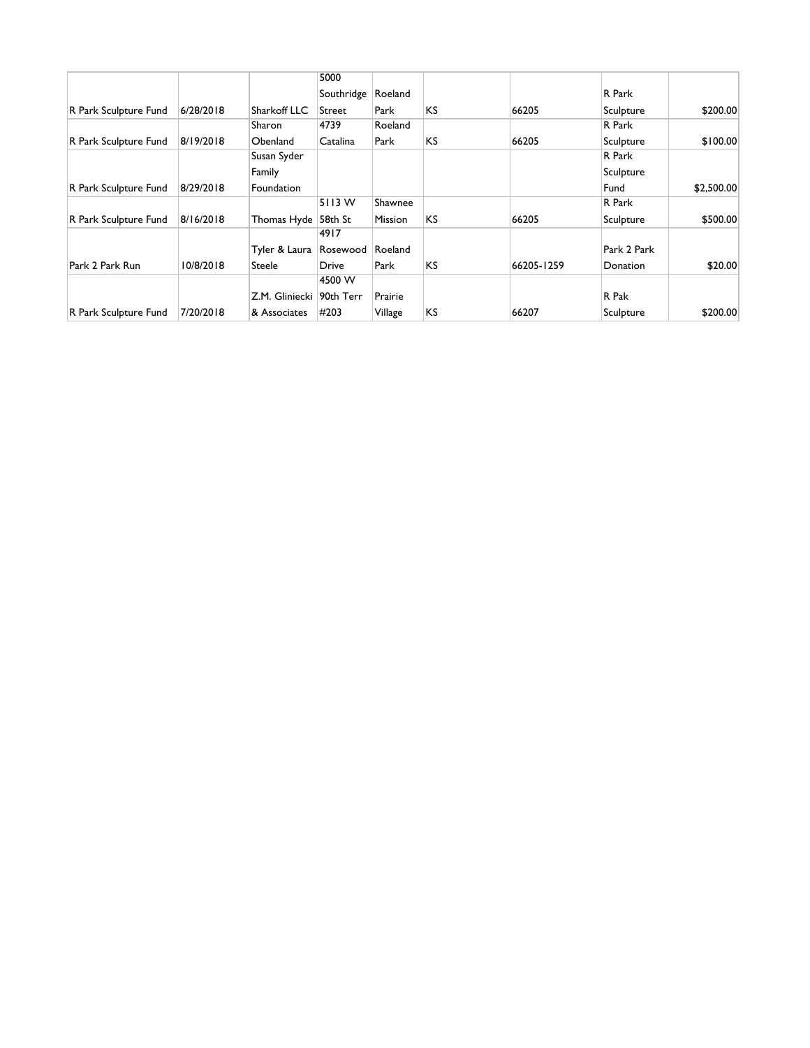| | | | | | | | | |
|---|---|---|---|---|---|---|---|---|
| R Park Sculpture Fund | 6/28/2018 | Sharkoff LLC | 5000 Southridge Street | Roeland Park | KS | 66205 | R Park Sculpture | $200.00 |
| R Park Sculpture Fund | 8/19/2018 | Sharon Obenland | 4739 Catalina | Roeland Park | KS | 66205 | R Park Sculpture | $100.00 |
| R Park Sculpture Fund | 8/29/2018 | Susan Syder Family Foundation | | | | | R Park Sculpture Fund | $2,500.00 |
| R Park Sculpture Fund | 8/16/2018 | Thomas Hyde | 5113 W 58th St | Shawnee Mission | KS | 66205 | R Park Sculpture | $500.00 |
| Park 2 Park Run | 10/8/2018 | Tyler & Laura Steele | 4917 Rosewood Drive | Roeland Park | KS | 66205-1259 | Park 2 Park Donation | $20.00 |
| R Park Sculpture Fund | 7/20/2018 | Z.M. Gliniecki & Associates | 4500 W 90th Terr #203 | Prairie Village | KS | 66207 | R Pak Sculpture | $200.00 |